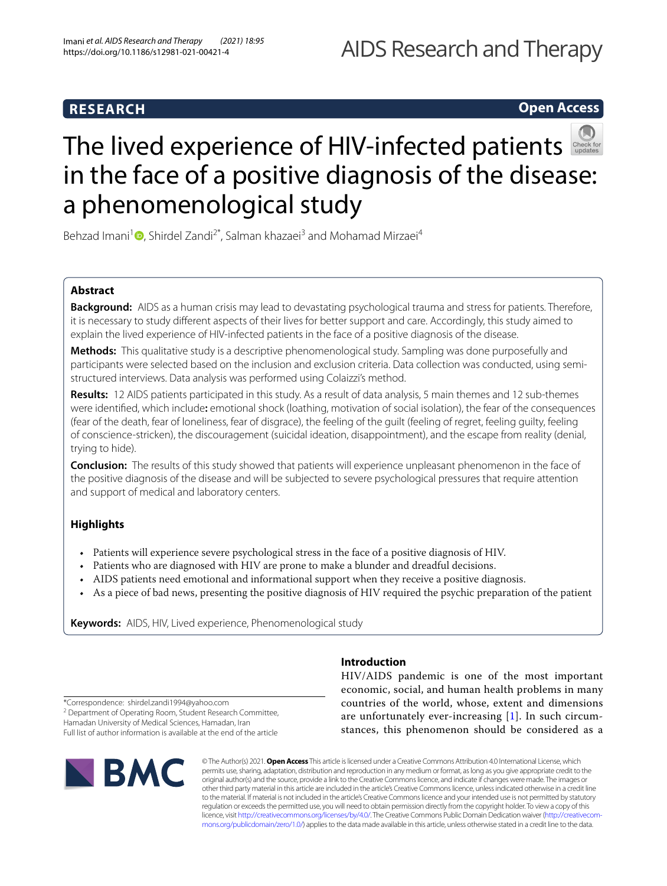RESEARCH

Open Access

# The lived experience of HIV-infected patients in the face of a positive diagnosis of the disease: a phenomenological study

Behzad Imani[1], Shirdel Zandi[2*], Salman khazaei[3] and Mohamad Mirzaei[4]

## Abstract

**Background:** AIDS as a human crisis may lead to devastating psychological trauma and stress for patients. Therefore, it is necessary to study different aspects of their lives for better support and care. Accordingly, this study aimed to explain the lived experience of HIV-infected patients in the face of a positive diagnosis of the disease.

**Methods:** This qualitative study is a descriptive phenomenological study. Sampling was done purposefully and participants were selected based on the inclusion and exclusion criteria. Data collection was conducted, using semi-structured interviews. Data analysis was performed using Colaizzi's method.

**Results:** 12 AIDS patients participated in this study. As a result of data analysis, 5 main themes and 12 sub-themes were identified, which include**:** emotional shock (loathing, motivation of social isolation), the fear of the consequences (fear of the death, fear of loneliness, fear of disgrace), the feeling of the guilt (feeling of regret, feeling guilty, feeling of conscience-stricken), the discouragement (suicidal ideation, disappointment), and the escape from reality (denial, trying to hide).

**Conclusion:** The results of this study showed that patients will experience unpleasant phenomenon in the face of the positive diagnosis of the disease and will be subjected to severe psychological pressures that require attention and support of medical and laboratory centers.

## Highlights

- Patients will experience severe psychological stress in the face of a positive diagnosis of HIV.
- Patients who are diagnosed with HIV are prone to make a blunder and dreadful decisions.
- AIDS patients need emotional and informational support when they receive a positive diagnosis.
- As a piece of bad news, presenting the positive diagnosis of HIV required the psychic preparation of the patient

**Keywords:** AIDS, HIV, Lived experience, Phenomenological study

*Correspondence: shirdel.zandi1994@yahoo.com
[2] Department of Operating Room, Student Research Committee, Hamadan University of Medical Sciences, Hamadan, Iran
Full list of author information is available at the end of the article

## Introduction

HIV/AIDS pandemic is one of the most important economic, social, and human health problems in many countries of the world, whose, extent and dimensions are unfortunately ever-increasing [1]. In such circumstances, this phenomenon should be considered as a

© The Author(s) 2021. **Open Access** This article is licensed under a Creative Commons Attribution 4.0 International License, which permits use, sharing, adaptation, distribution and reproduction in any medium or format, as long as you give appropriate credit to the original author(s) and the source, provide a link to the Creative Commons licence, and indicate if changes were made. The images or other third party material in this article are included in the article's Creative Commons licence, unless indicated otherwise in a credit line to the material. If material is not included in the article's Creative Commons licence and your intended use is not permitted by statutory regulation or exceeds the permitted use, you will need to obtain permission directly from the copyright holder. To view a copy of this licence, visit http://creativecommons.org/licenses/by/4.0/. The Creative Commons Public Domain Dedication waiver (http://creativecommons.org/publicdomain/zero/1.0/) applies to the data made available in this article, unless otherwise stated in a credit line to the data.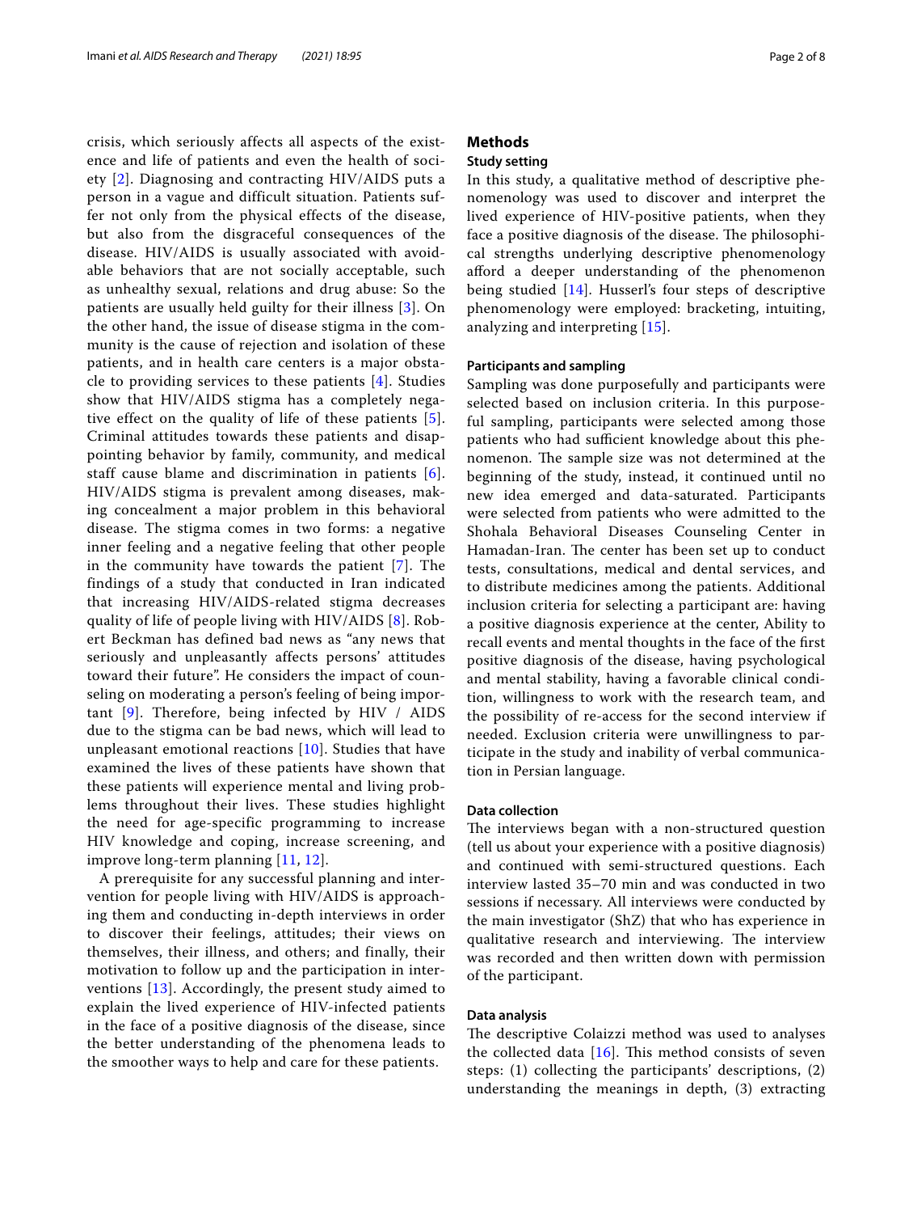crisis, which seriously affects all aspects of the existence and life of patients and even the health of society [2]. Diagnosing and contracting HIV/AIDS puts a person in a vague and difficult situation. Patients suffer not only from the physical effects of the disease, but also from the disgraceful consequences of the disease. HIV/AIDS is usually associated with avoidable behaviors that are not socially acceptable, such as unhealthy sexual, relations and drug abuse: So the patients are usually held guilty for their illness [3]. On the other hand, the issue of disease stigma in the community is the cause of rejection and isolation of these patients, and in health care centers is a major obstacle to providing services to these patients [4]. Studies show that HIV/AIDS stigma has a completely negative effect on the quality of life of these patients [5]. Criminal attitudes towards these patients and disappointing behavior by family, community, and medical staff cause blame and discrimination in patients [6]. HIV/AIDS stigma is prevalent among diseases, making concealment a major problem in this behavioral disease. The stigma comes in two forms: a negative inner feeling and a negative feeling that other people in the community have towards the patient [7]. The findings of a study that conducted in Iran indicated that increasing HIV/AIDS-related stigma decreases quality of life of people living with HIV/AIDS [8]. Robert Beckman has defined bad news as "any news that seriously and unpleasantly affects persons' attitudes toward their future". He considers the impact of counseling on moderating a person's feeling of being important [9]. Therefore, being infected by HIV / AIDS due to the stigma can be bad news, which will lead to unpleasant emotional reactions [10]. Studies that have examined the lives of these patients have shown that these patients will experience mental and living problems throughout their lives. These studies highlight the need for age-specific programming to increase HIV knowledge and coping, increase screening, and improve long-term planning [11, 12].

A prerequisite for any successful planning and intervention for people living with HIV/AIDS is approaching them and conducting in-depth interviews in order to discover their feelings, attitudes; their views on themselves, their illness, and others; and finally, their motivation to follow up and the participation in interventions [13]. Accordingly, the present study aimed to explain the lived experience of HIV-infected patients in the face of a positive diagnosis of the disease, since the better understanding of the phenomena leads to the smoother ways to help and care for these patients.

## Methods

### Study setting

In this study, a qualitative method of descriptive phenomenology was used to discover and interpret the lived experience of HIV-positive patients, when they face a positive diagnosis of the disease. The philosophical strengths underlying descriptive phenomenology afford a deeper understanding of the phenomenon being studied [14]. Husserl's four steps of descriptive phenomenology were employed: bracketing, intuiting, analyzing and interpreting [15].

### Participants and sampling

Sampling was done purposefully and participants were selected based on inclusion criteria. In this purposeful sampling, participants were selected among those patients who had sufficient knowledge about this phenomenon. The sample size was not determined at the beginning of the study, instead, it continued until no new idea emerged and data-saturated. Participants were selected from patients who were admitted to the Shohala Behavioral Diseases Counseling Center in Hamadan-Iran. The center has been set up to conduct tests, consultations, medical and dental services, and to distribute medicines among the patients. Additional inclusion criteria for selecting a participant are: having a positive diagnosis experience at the center, Ability to recall events and mental thoughts in the face of the first positive diagnosis of the disease, having psychological and mental stability, having a favorable clinical condition, willingness to work with the research team, and the possibility of re-access for the second interview if needed. Exclusion criteria were unwillingness to participate in the study and inability of verbal communication in Persian language.

### Data collection

The interviews began with a non-structured question (tell us about your experience with a positive diagnosis) and continued with semi-structured questions. Each interview lasted 35–70 min and was conducted in two sessions if necessary. All interviews were conducted by the main investigator (ShZ) that who has experience in qualitative research and interviewing. The interview was recorded and then written down with permission of the participant.

### Data analysis

The descriptive Colaizzi method was used to analyses the collected data [16]. This method consists of seven steps: (1) collecting the participants' descriptions, (2) understanding the meanings in depth, (3) extracting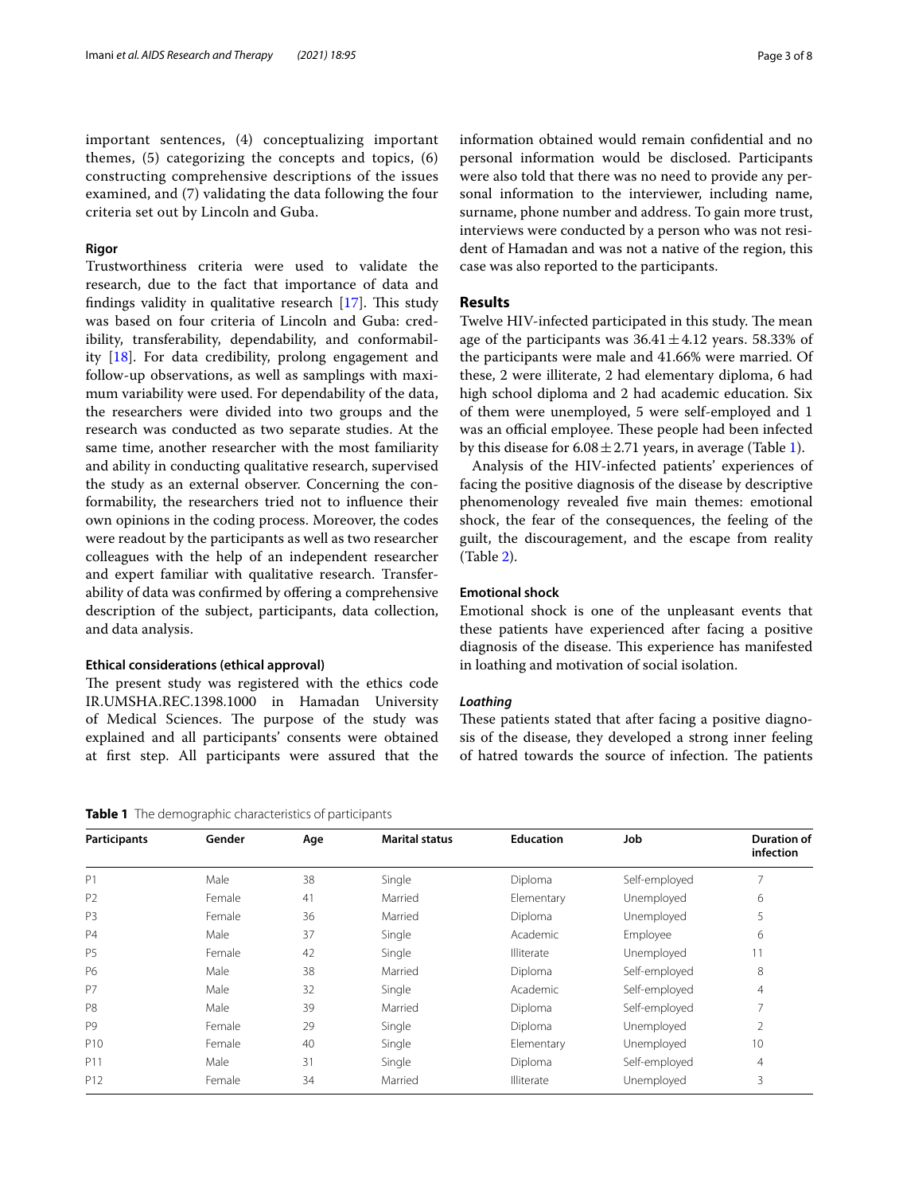important sentences, (4) conceptualizing important themes, (5) categorizing the concepts and topics, (6) constructing comprehensive descriptions of the issues examined, and (7) validating the data following the four criteria set out by Lincoln and Guba.

### Rigor

Trustworthiness criteria were used to validate the research, due to the fact that importance of data and findings validity in qualitative research [17]. This study was based on four criteria of Lincoln and Guba: credibility, transferability, dependability, and conformability [18]. For data credibility, prolong engagement and follow-up observations, as well as samplings with maximum variability were used. For dependability of the data, the researchers were divided into two groups and the research was conducted as two separate studies. At the same time, another researcher with the most familiarity and ability in conducting qualitative research, supervised the study as an external observer. Concerning the conformability, the researchers tried not to influence their own opinions in the coding process. Moreover, the codes were readout by the participants as well as two researcher colleagues with the help of an independent researcher and expert familiar with qualitative research. Transferability of data was confirmed by offering a comprehensive description of the subject, participants, data collection, and data analysis.

### Ethical considerations (ethical approval)

The present study was registered with the ethics code IR.UMSHA.REC.1398.1000 in Hamadan University of Medical Sciences. The purpose of the study was explained and all participants' consents were obtained at first step. All participants were assured that the information obtained would remain confidential and no personal information would be disclosed. Participants were also told that there was no need to provide any personal information to the interviewer, including name, surname, phone number and address. To gain more trust, interviews were conducted by a person who was not resident of Hamadan and was not a native of the region, this case was also reported to the participants.

## Results

Twelve HIV-infected participated in this study. The mean age of the participants was $36.41 \pm 4.12$ years. 58.33% of the participants were male and 41.66% were married. Of these, 2 were illiterate, 2 had elementary diploma, 6 had high school diploma and 2 had academic education. Six of them were unemployed, 5 were self-employed and 1 was an official employee. These people had been infected by this disease for $6.08 \pm 2.71$ years, in average (Table 1).

Analysis of the HIV-infected patients' experiences of facing the positive diagnosis of the disease by descriptive phenomenology revealed five main themes: emotional shock, the fear of the consequences, the feeling of the guilt, the discouragement, and the escape from reality (Table 2).

### Emotional shock

Emotional shock is one of the unpleasant events that these patients have experienced after facing a positive diagnosis of the disease. This experience has manifested in loathing and motivation of social isolation.

#### *Loathing*

These patients stated that after facing a positive diagnosis of the disease, they developed a strong inner feeling of hatred towards the source of infection. The patients

**Table 1** The demographic characteristics of participants

| Participants | Gender | Age | Marital status | Education | Job | Duration of infection |
|---|---|---|---|---|---|---|
| P1 | Male | 38 | Single | Diploma | Self-employed | 7 |
| P2 | Female | 41 | Married | Elementary | Unemployed | 6 |
| P3 | Female | 36 | Married | Diploma | Unemployed | 5 |
| P4 | Male | 37 | Single | Academic | Employee | 6 |
| P5 | Female | 42 | Single | Illiterate | Unemployed | 11 |
| P6 | Male | 38 | Married | Diploma | Self-employed | 8 |
| P7 | Male | 32 | Single | Academic | Self-employed | 4 |
| P8 | Male | 39 | Married | Diploma | Self-employed | 7 |
| P9 | Female | 29 | Single | Diploma | Unemployed | 2 |
| P10 | Female | 40 | Single | Elementary | Unemployed | 10 |
| P11 | Male | 31 | Single | Diploma | Self-employed | 4 |
| P12 | Female | 34 | Married | Illiterate | Unemployed | 3 |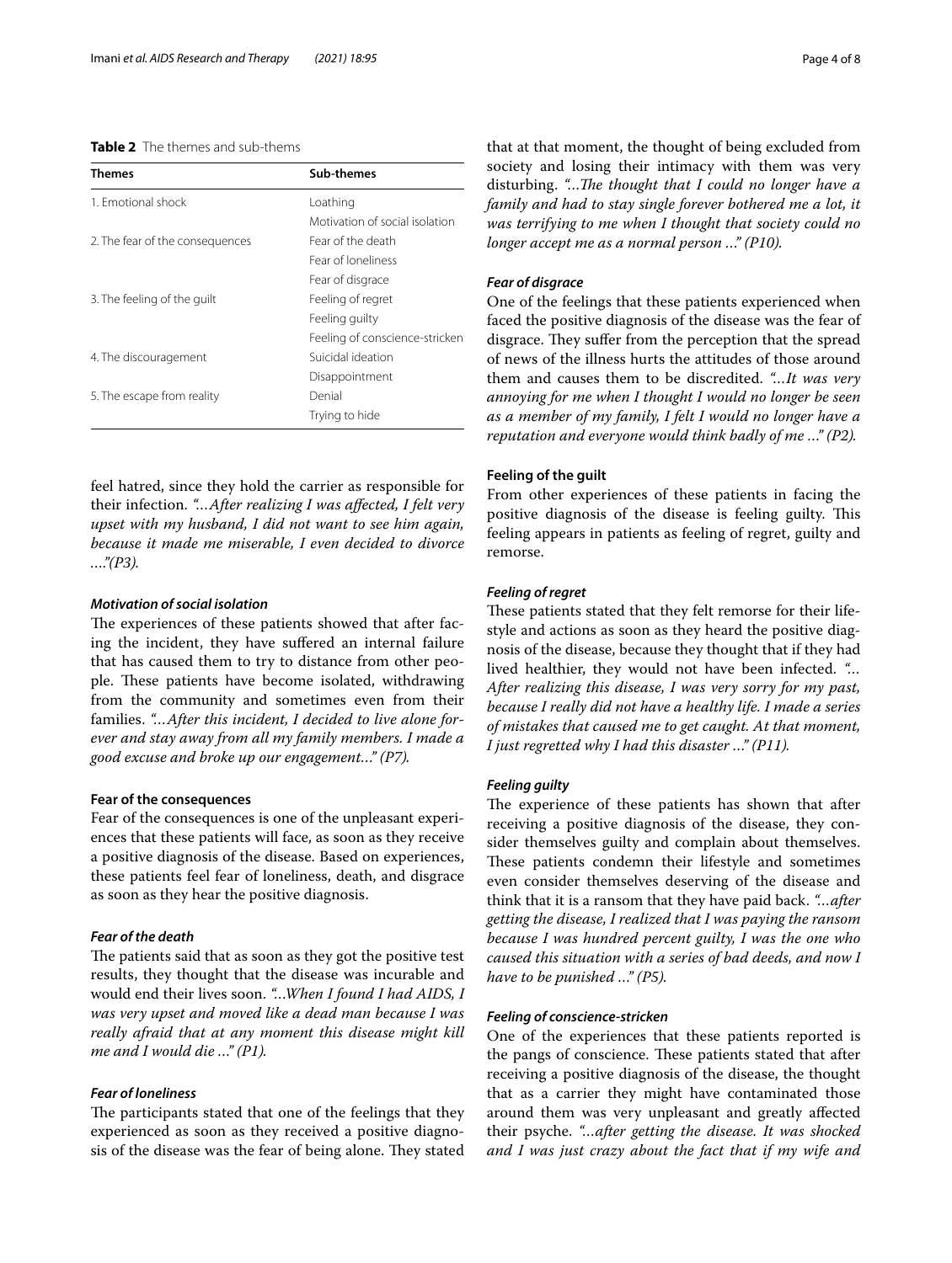**Table 2** The themes and sub-thems

| Themes | Sub-themes |
| --- | --- |
| 1. Emotional shock | Loathing |
| | Motivation of social isolation |
| 2. The fear of the consequences | Fear of the death |
| | Fear of loneliness |
| | Fear of disgrace |
| 3. The feeling of the guilt | Feeling of regret |
| | Feeling guilty |
| | Feeling of conscience-stricken |
| 4. The discouragement | Suicidal ideation |
| | Disappointment |
| 5. The escape from reality | Denial |
| | Trying to hide |

feel hatred, since they hold the carrier as responsible for their infection. *"…After realizing I was affected, I felt very upset with my husband, I did not want to see him again, because it made me miserable, I even decided to divorce …."(P3).*

#### *Motivation of social isolation*

The experiences of these patients showed that after facing the incident, they have suffered an internal failure that has caused them to try to distance from other people. These patients have become isolated, withdrawing from the community and sometimes even from their families. *"…After this incident, I decided to live alone forever and stay away from all my family members. I made a good excuse and broke up our engagement…" (P7).*

### Fear of the consequences

Fear of the consequences is one of the unpleasant experiences that these patients will face, as soon as they receive a positive diagnosis of the disease. Based on experiences, these patients feel fear of loneliness, death, and disgrace as soon as they hear the positive diagnosis.

#### *Fear of the death*

The patients said that as soon as they got the positive test results, they thought that the disease was incurable and would end their lives soon. *"…When I found I had AIDS, I was very upset and moved like a dead man because I was really afraid that at any moment this disease might kill me and I would die …" (P1).*

#### *Fear of loneliness*

The participants stated that one of the feelings that they experienced as soon as they received a positive diagnosis of the disease was the fear of being alone. They stated that at that moment, the thought of being excluded from society and losing their intimacy with them was very disturbing. *"…The thought that I could no longer have a family and had to stay single forever bothered me a lot, it was terrifying to me when I thought that society could no longer accept me as a normal person …" (P10).*

#### *Fear of disgrace*

One of the feelings that these patients experienced when faced the positive diagnosis of the disease was the fear of disgrace. They suffer from the perception that the spread of news of the illness hurts the attitudes of those around them and causes them to be discredited. *"…It was very annoying for me when I thought I would no longer be seen as a member of my family, I felt I would no longer have a reputation and everyone would think badly of me …" (P2).*

### Feeling of the guilt

From other experiences of these patients in facing the positive diagnosis of the disease is feeling guilty. This feeling appears in patients as feeling of regret, guilty and remorse.

#### *Feeling of regret*

These patients stated that they felt remorse for their lifestyle and actions as soon as they heard the positive diagnosis of the disease, because they thought that if they had lived healthier, they would not have been infected. *"… After realizing this disease, I was very sorry for my past, because I really did not have a healthy life. I made a series of mistakes that caused me to get caught. At that moment, I just regretted why I had this disaster …" (P11).*

#### *Feeling guilty*

The experience of these patients has shown that after receiving a positive diagnosis of the disease, they consider themselves guilty and complain about themselves. These patients condemn their lifestyle and sometimes even consider themselves deserving of the disease and think that it is a ransom that they have paid back. *"…after getting the disease, I realized that I was paying the ransom because I was hundred percent guilty, I was the one who caused this situation with a series of bad deeds, and now I have to be punished …" (P5).*

#### *Feeling of conscience-stricken*

One of the experiences that these patients reported is the pangs of conscience. These patients stated that after receiving a positive diagnosis of the disease, the thought that as a carrier they might have contaminated those around them was very unpleasant and greatly affected their psyche. *"…after getting the disease. It was shocked and I was just crazy about the fact that if my wife and*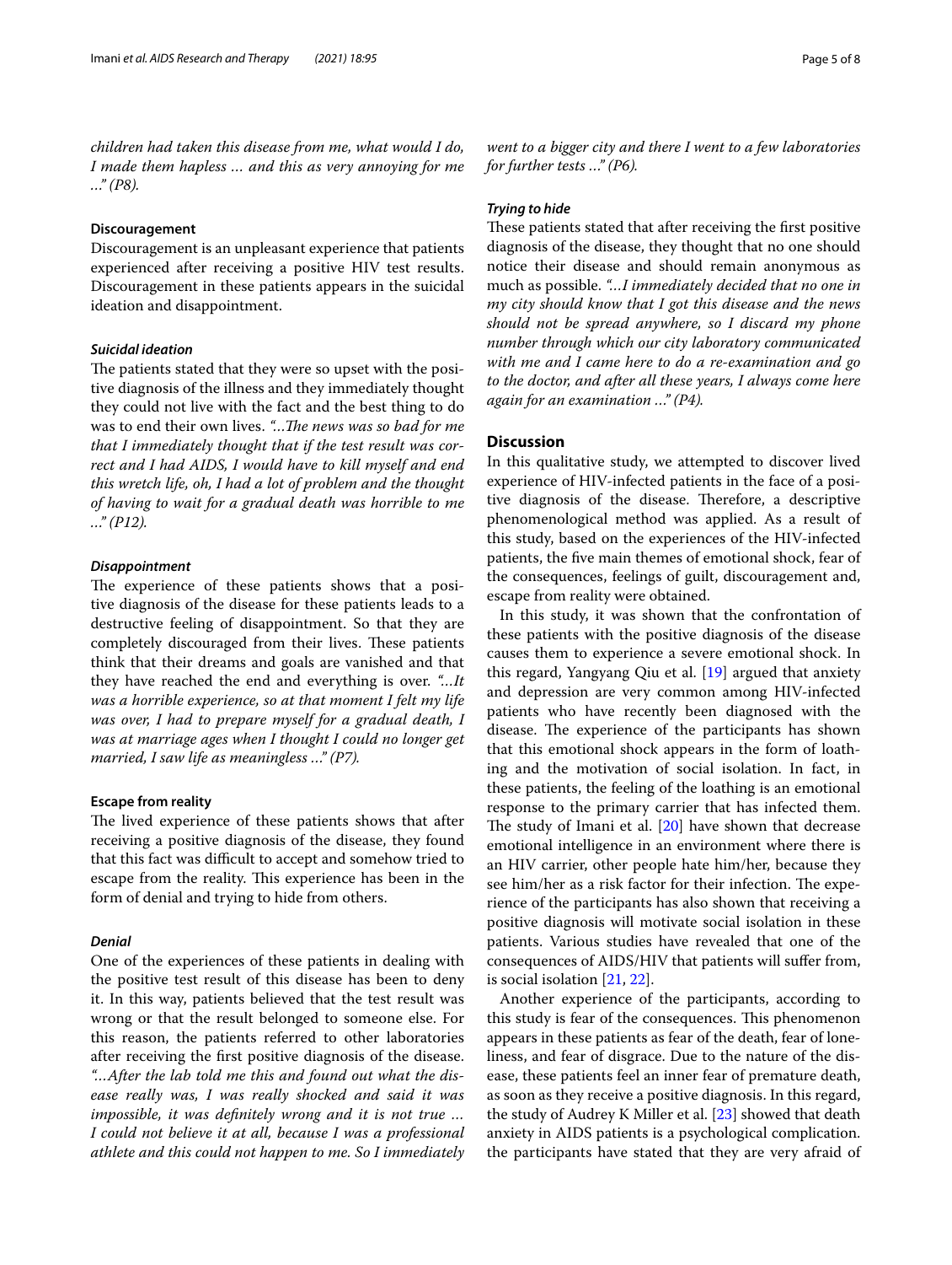*children had taken this disease from me, what would I do, I made them hapless … and this as very annoying for me …" (P8).*

### Discouragement

Discouragement is an unpleasant experience that patients experienced after receiving a positive HIV test results. Discouragement in these patients appears in the suicidal ideation and disappointment.

#### *Suicidal ideation*

The patients stated that they were so upset with the positive diagnosis of the illness and they immediately thought they could not live with the fact and the best thing to do was to end their own lives. *"…The news was so bad for me that I immediately thought that if the test result was correct and I had AIDS, I would have to kill myself and end this wretch life, oh, I had a lot of problem and the thought of having to wait for a gradual death was horrible to me …" (P12).*

#### *Disappointment*

The experience of these patients shows that a positive diagnosis of the disease for these patients leads to a destructive feeling of disappointment. So that they are completely discouraged from their lives. These patients think that their dreams and goals are vanished and that they have reached the end and everything is over. *"…It was a horrible experience, so at that moment I felt my life was over, I had to prepare myself for a gradual death, I was at marriage ages when I thought I could no longer get married, I saw life as meaningless …" (P7).*

### Escape from reality

The lived experience of these patients shows that after receiving a positive diagnosis of the disease, they found that this fact was difficult to accept and somehow tried to escape from the reality. This experience has been in the form of denial and trying to hide from others.

#### *Denial*

One of the experiences of these patients in dealing with the positive test result of this disease has been to deny it. In this way, patients believed that the test result was wrong or that the result belonged to someone else. For this reason, the patients referred to other laboratories after receiving the first positive diagnosis of the disease. *"…After the lab told me this and found out what the disease really was, I was really shocked and said it was impossible, it was definitely wrong and it is not true … I could not believe it at all, because I was a professional athlete and this could not happen to me. So I immediately went to a bigger city and there I went to a few laboratories for further tests …" (P6).*

#### *Trying to hide*

These patients stated that after receiving the first positive diagnosis of the disease, they thought that no one should notice their disease and should remain anonymous as much as possible. *"…I immediately decided that no one in my city should know that I got this disease and the news should not be spread anywhere, so I discard my phone number through which our city laboratory communicated with me and I came here to do a re-examination and go to the doctor, and after all these years, I always come here again for an examination …" (P4).*

## Discussion

In this qualitative study, we attempted to discover lived experience of HIV-infected patients in the face of a positive diagnosis of the disease. Therefore, a descriptive phenomenological method was applied. As a result of this study, based on the experiences of the HIV-infected patients, the five main themes of emotional shock, fear of the consequences, feelings of guilt, discouragement and, escape from reality were obtained.

In this study, it was shown that the confrontation of these patients with the positive diagnosis of the disease causes them to experience a severe emotional shock. In this regard, Yangyang Qiu et al. [19] argued that anxiety and depression are very common among HIV-infected patients who have recently been diagnosed with the disease. The experience of the participants has shown that this emotional shock appears in the form of loathing and the motivation of social isolation. In fact, in these patients, the feeling of the loathing is an emotional response to the primary carrier that has infected them. The study of Imani et al. [20] have shown that decrease emotional intelligence in an environment where there is an HIV carrier, other people hate him/her, because they see him/her as a risk factor for their infection. The experience of the participants has also shown that receiving a positive diagnosis will motivate social isolation in these patients. Various studies have revealed that one of the consequences of AIDS/HIV that patients will suffer from, is social isolation [21, 22].

Another experience of the participants, according to this study is fear of the consequences. This phenomenon appears in these patients as fear of the death, fear of loneliness, and fear of disgrace. Due to the nature of the disease, these patients feel an inner fear of premature death, as soon as they receive a positive diagnosis. In this regard, the study of Audrey K Miller et al. [23] showed that death anxiety in AIDS patients is a psychological complication. the participants have stated that they are very afraid of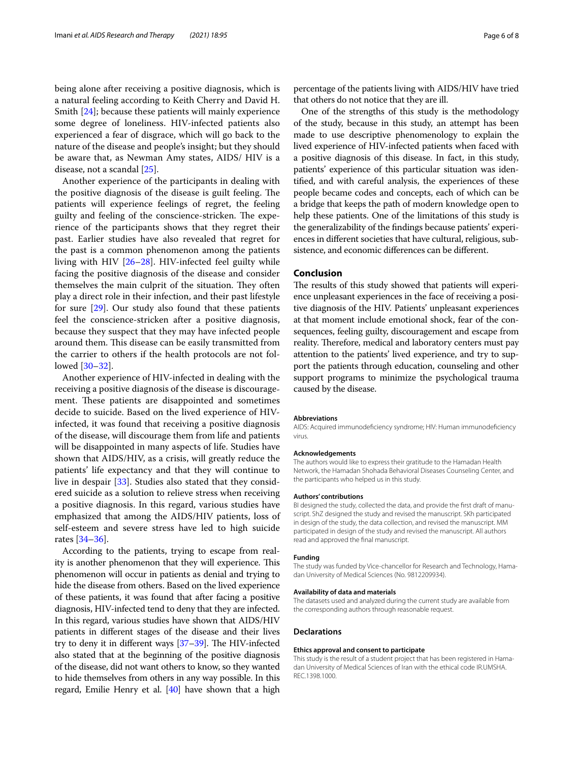being alone after receiving a positive diagnosis, which is a natural feeling according to Keith Cherry and David H. Smith [24]; because these patients will mainly experience some degree of loneliness. HIV-infected patients also experienced a fear of disgrace, which will go back to the nature of the disease and people's insight; but they should be aware that, as Newman Amy states, AIDS/ HIV is a disease, not a scandal [25].

Another experience of the participants in dealing with the positive diagnosis of the disease is guilt feeling. The patients will experience feelings of regret, the feeling guilty and feeling of the conscience-stricken. The experience of the participants shows that they regret their past. Earlier studies have also revealed that regret for the past is a common phenomenon among the patients living with HIV [26–28]. HIV-infected feel guilty while facing the positive diagnosis of the disease and consider themselves the main culprit of the situation. They often play a direct role in their infection, and their past lifestyle for sure [29]. Our study also found that these patients feel the conscience-stricken after a positive diagnosis, because they suspect that they may have infected people around them. This disease can be easily transmitted from the carrier to others if the health protocols are not followed [30–32].

Another experience of HIV-infected in dealing with the receiving a positive diagnosis of the disease is discouragement. These patients are disappointed and sometimes decide to suicide. Based on the lived experience of HIV-infected, it was found that receiving a positive diagnosis of the disease, will discourage them from life and patients will be disappointed in many aspects of life. Studies have shown that AIDS/HIV, as a crisis, will greatly reduce the patients' life expectancy and that they will continue to live in despair [33]. Studies also stated that they considered suicide as a solution to relieve stress when receiving a positive diagnosis. In this regard, various studies have emphasized that among the AIDS/HIV patients, loss of self-esteem and severe stress have led to high suicide rates [34–36].

According to the patients, trying to escape from reality is another phenomenon that they will experience. This phenomenon will occur in patients as denial and trying to hide the disease from others. Based on the lived experience of these patients, it was found that after facing a positive diagnosis, HIV-infected tend to deny that they are infected. In this regard, various studies have shown that AIDS/HIV patients in different stages of the disease and their lives try to deny it in different ways [37–39]. The HIV-infected also stated that at the beginning of the positive diagnosis of the disease, did not want others to know, so they wanted to hide themselves from others in any way possible. In this regard, Emilie Henry et al. [40] have shown that a high percentage of the patients living with AIDS/HIV have tried that others do not notice that they are ill.

One of the strengths of this study is the methodology of the study, because in this study, an attempt has been made to use descriptive phenomenology to explain the lived experience of HIV-infected patients when faced with a positive diagnosis of this disease. In fact, in this study, patients' experience of this particular situation was identified, and with careful analysis, the experiences of these people became codes and concepts, each of which can be a bridge that keeps the path of modern knowledge open to help these patients. One of the limitations of this study is the generalizability of the findings because patients' experiences in different societies that have cultural, religious, subsistence, and economic differences can be different.

## Conclusion

The results of this study showed that patients will experience unpleasant experiences in the face of receiving a positive diagnosis of the HIV. Patients' unpleasant experiences at that moment include emotional shock, fear of the consequences, feeling guilty, discouragement and escape from reality. Therefore, medical and laboratory centers must pay attention to the patients' lived experience, and try to support the patients through education, counseling and other support programs to minimize the psychological trauma caused by the disease.

#### Abbreviations

AIDS: Acquired immunodeficiency syndrome; HIV: Human immunodeficiency virus.

#### Acknowledgements

The authors would like to express their gratitude to the Hamadan Health Network, the Hamadan Shohada Behavioral Diseases Counseling Center, and the participants who helped us in this study.

#### Authors' contributions

BI designed the study, collected the data, and provide the first draft of manuscript. ShZ designed the study and revised the manuscript. SKh participated in design of the study, the data collection, and revised the manuscript. MM participated in design of the study and revised the manuscript. All authors read and approved the final manuscript.

#### Funding

The study was funded by Vice-chancellor for Research and Technology, Hamadan University of Medical Sciences (No. 9812209934).

#### Availability of data and materials

The datasets used and analyzed during the current study are available from the corresponding authors through reasonable request.

### Declarations

#### Ethics approval and consent to participate

This study is the result of a student project that has been registered in Hamadan University of Medical Sciences of Iran with the ethical code IR.UMSHA.REC.1398.1000.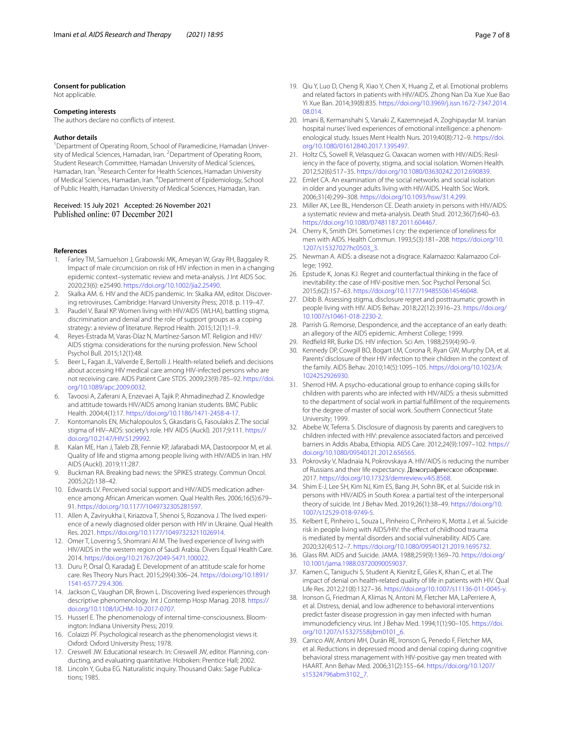### Consent for publication

Not applicable.

### Competing interests

The authors declare no conflicts of interest.

### Author details

[1]Department of Operating Room, School of Paramedicine, Hamadan University of Medical Sciences, Hamadan, Iran. [2]Department of Operating Room, Student Research Committee, Hamadan University of Medical Sciences, Hamadan, Iran. [3]Research Center for Health Sciences, Hamadan University of Medical Sciences, Hamadan, Iran. [4]Department of Epidemiology, School of Public Health, Hamadan University of Medical Sciences, Hamadan, Iran.

Received: 15 July 2021 Accepted: 26 November 2021
Published online: 07 December 2021

### References

1. Farley TM, Samuelson J, Grabowski MK, Ameyan W, Gray RH, Baggaley R. Impact of male circumcision on risk of HIV infection in men in a changing epidemic context–systematic review and meta-analysis. J Int AIDS Soc. 2020;23(6): e25490. https://doi.org/10.1002/jia2.25490.
2. Skalka AM. 6. HIV and the AIDS pandemic. In: Skalka AM, editor. Discovering retroviruses. Cambridge: Harvard University Press; 2018. p. 119–47.
3. Paudel V, Baral KP. Women living with HIV/AIDS (WLHA), battling stigma, discrimination and denial and the role of support groups as a coping strategy: a review of literature. Reprod Health. 2015;12(1):1–9.
4. Reyes-Estrada M, Varas-Díaz N, Martínez-Sarson MT. Religion and HIV/AIDS stigma: considerations for the nursing profession. New School Psychol Bull. 2015;12(1):48.
5. Beer L, Fagan JL, Valverde E, Bertolli J. Health-related beliefs and decisions about accessing HIV medical care among HIV-infected persons who are not receiving care. AIDS Patient Care STDS. 2009;23(9):785–92. https://doi.org/10.1089/apc.2009.0032.
6. Tavoosi A, Zaferani A, Enzevaei A, Tajik P, Ahmadinezhad Z. Knowledge and attitude towards HIV/AIDS among Iranian students. BMC Public Health. 2004;4(1):17. https://doi.org/10.1186/1471-2458-4-17.
7. Kontomanolis EN, Michalopoulos S, Gkasdaris G, Fasoulakis Z. The social stigma of HIV–AIDS: society's role. HIV AIDS (Auckl). 2017;9:111. https://doi.org/10.2147/HIV.S129992.
8. Kalan ME, Han J, Taleb ZB, Fennie KP, Jafarabadi MA, Dastoorpoor M, et al. Quality of life and stigma among people living with HIV/AIDS in Iran. HIV AIDS (Auckl). 2019;11:287.
9. Buckman RA. Breaking bad news: the SPIKES strategy. Commun Oncol. 2005;2(2):138–42.
10. Edwards LV. Perceived social support and HIV/AIDS medication adherence among African American women. Qual Health Res. 2006;16(5):679–91. https://doi.org/10.1177/1049732305281597.
11. Allen A, Zaviryukha I, Kiriazova T, Shenoi S, Rozanova J. The lived experience of a newly diagnosed older person with HIV in Ukraine. Qual Health Res. 2021. https://doi.org/10.1177/10497323211026914.
12. Omer T, Lovering S, Shomrani Al M. The lived experience of living with HIV/AIDS in the western region of Saudi Arabia. Divers Equal Health Care. 2014. https://doi.org/10.21767/2049-5471.100022.
13. Duru P, Örsal Ö, Karadağ E. Development of an attitude scale for home care. Res Theory Nurs Pract. 2015;29(4):306–24. https://doi.org/10.1891/1541-6577.29.4.306.
14. Jackson C, Vaughan DR, Brown L. Discovering lived experiences through descriptive phenomenology. Int J Contemp Hosp Manag. 2018. https://doi.org/10.1108/IJCHM-10-2017-0707.
15. Husserl E. The phenomenology of internal time-consciousness. Bloomington: Indiana University Press; 2019.
16. Colaizzi PF. Psychological research as the phenomenologist views it. Oxford: Oxford University Press; 1978.
17. Creswell JW. Educational research. In: Creswell JW, editor. Planning, conducting, and evaluating quantitative. Hoboken: Prentice Hall; 2002.
18. Lincoln Y, Guba EG. Naturalistic inquiry. Thousand Oaks: Sage Publications; 1985.
19. Qiu Y, Luo D, Cheng R, Xiao Y, Chen X, Huang Z, et al. Emotional problems and related factors in patients with HIV/AIDS. Zhong Nan Da Xue Xue Bao Yi Xue Ban. 2014;39(8):835. https://doi.org/10.3969/j.issn.1672-7347.2014.08.014.
20. Imani B, Kermanshahi S, Vanaki Z, Kazemnejad A, Zoghipaydar M. Iranian hospital nurses' lived experiences of emotional intelligence: a phenomenological study. Issues Ment Health Nurs. 2019;40(8):712–9. https://doi.org/10.1080/01612840.2017.1395497.
21. Holtz CS, Sowell R, Velasquez G. Oaxacan women with HIV/AIDS: Resiliency in the face of poverty, stigma, and social isolation. Women Health. 2012;52(6):517–35. https://doi.org/10.1080/03630242.2012.690839.
22. Emlet CA. An examination of the social networks and social isolation in older and younger adults living with HIV/AIDS. Health Soc Work. 2006;31(4):299–308. https://doi.org/10.1093/hsw/31.4.299.
23. Miller AK, Lee BL, Henderson CE. Death anxiety in persons with HIV/AIDS: a systematic review and meta-analysis. Death Stud. 2012;36(7):640–63. https://doi.org/10.1080/07481187.2011.604467.
24. Cherry K, Smith DH. Sometimes I cry: the experience of loneliness for men with AIDS. Health Commun. 1993;5(3):181–208. https://doi.org/10.1207/s15327027hc0503_3.
25. Newman A. AIDS: a disease not a disgrace. Kalamazoo: Kalamazoo College; 1992.
26. Epstude K, Jonas KJ. Regret and counterfactual thinking in the face of inevitability: the case of HIV-positive men. Soc Psychol Personal Sci. 2015;6(2):157–63. https://doi.org/10.1177/1948550614546048.
27. Dibb B. Assessing stigma, disclosure regret and posttraumatic growth in people living with HIV. AIDS Behav. 2018;22(12):3916–23. https://doi.org/10.1007/s10461-018-2230-2.
28. Parrish G. Remorse, Despondence, and the acceptance of an early death: an allegory of the AIDS epidemic. Amherst College; 1999.
29. Redfield RR, Burke DS. HIV infection. Sci Am. 1988;259(4):90–9.
30. Kennedy DP, Cowgill BO, Bogart LM, Corona R, Ryan GW, Murphy DA, et al. Parents' disclosure of their HIV infection to their children in the context of the family. AIDS Behav. 2010;14(5):1095–105. https://doi.org/10.1023/A:1024252926930.
31. Sherrod HM. A psycho-educational group to enhance coping skills for children with parents who are infected with HIV/AIDS: a thesis submitted to the department of social work in partial fulfillment of the requirements for the degree of master of social work. Southern Connecticut State University; 1999.
32. Abebe W, Teferra S. Disclosure of diagnosis by parents and caregivers to children infected with HIV: prevalence associated factors and perceived barriers in Addis Ababa, Ethiopia. AIDS Care. 2012;24(9):1097–102. https://doi.org/10.1080/09540121.2012.656565.
33. Pokrovsky V, Nladnaia N, Pokrovskaya A. HIV/AIDS is reducing the number of Russians and their life expectancy. Демографическое обозрение. 2017. https://doi.org/10.17323/demreview.v4i5.8568.
34. Shim E-J, Lee SH, Kim NJ, Kim ES, Bang JH, Sohn BK, et al. Suicide risk in persons with HIV/AIDS in South Korea: a partial test of the interpersonal theory of suicide. Int J Behav Med. 2019;26(1):38–49. https://doi.org/10.1007/s12529-018-9749-5.
35. Kelbert E, Pinheiro L, Souza L, Pinheiro K, Motta J, et al. Suicide risk in people living with AIDS/HIV: the effect of childhood trauma is mediated by mental disorders and social vulnerability. AIDS Care. 2020;32(4):512–7. https://doi.org/10.1080/09540121.2019.1695732.
36. Glass RM. AIDS and Suicide. JAMA. 1988;259(9):1369–70. https://doi.org/10.1001/jama.1988.03720090059037.
37. Kamen C, Taniguchi S, Student A, Kienitz E, Giles K, Khan C, et al. The impact of denial on health-related quality of life in patients with HIV. Qual Life Res. 2012;21(8):1327–36. https://doi.org/10.1007/s11136-011-0045-y.
38. Ironson G, Friedman A, Klimas N, Antoni M, Fletcher MA, LaPerriere A, et al. Distress, denial, and low adherence to behavioral interventions predict faster disease progression in gay men infected with human immunodeficiency virus. Int J Behav Med. 1994;1(1):90–105. https://doi.org/10.1207/s15327558ijbm0101_6.
39. Carrico AW, Antoni MH, Durán RE, Ironson G, Penedo F, Fletcher MA, et al. Reductions in depressed mood and denial coping during cognitive behavioral stress management with HIV-positive gay men treated with HAART. Ann Behav Med. 2006;31(2):155–64. https://doi.org/10.1207/s15324796abm3102_7.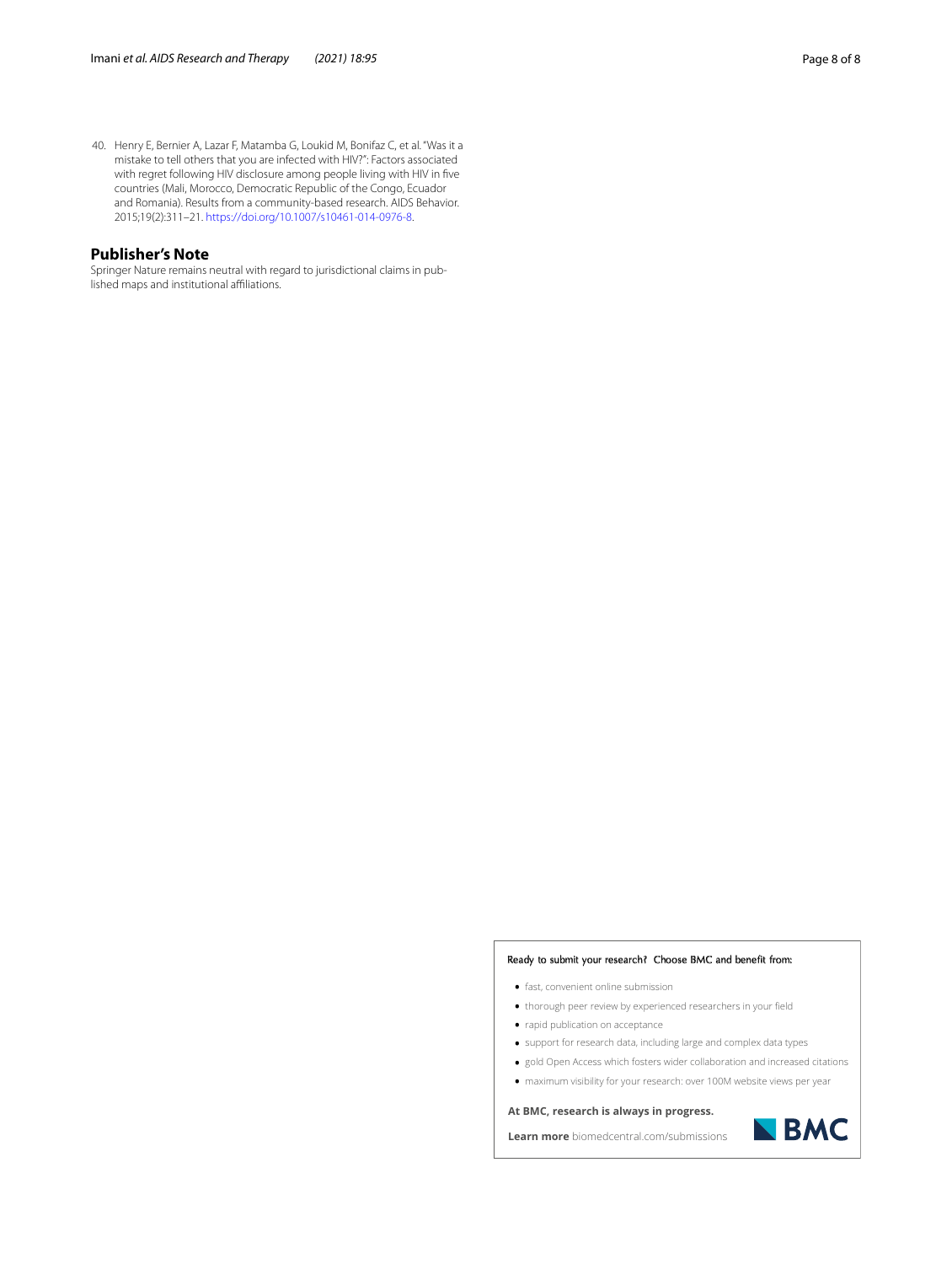40. Henry E, Bernier A, Lazar F, Matamba G, Loukid M, Bonifaz C, et al. "Was it a mistake to tell others that you are infected with HIV?": Factors associated with regret following HIV disclosure among people living with HIV in five countries (Mali, Morocco, Democratic Republic of the Congo, Ecuador and Romania). Results from a community-based research. AIDS Behavior. 2015;19(2):311–21. https://doi.org/10.1007/s10461-014-0976-8.

## Publisher's Note

Springer Nature remains neutral with regard to jurisdictional claims in published maps and institutional affiliations.

Ready to submit your research? Choose BMC and benefit from:

- fast, convenient online submission
- thorough peer review by experienced researchers in your field
- rapid publication on acceptance
- support for research data, including large and complex data types
- gold Open Access which fosters wider collaboration and increased citations
- maximum visibility for your research: over 100M website views per year

**At BMC, research is always in progress.**

**Learn more** biomedcentral.com/submissions

BMC